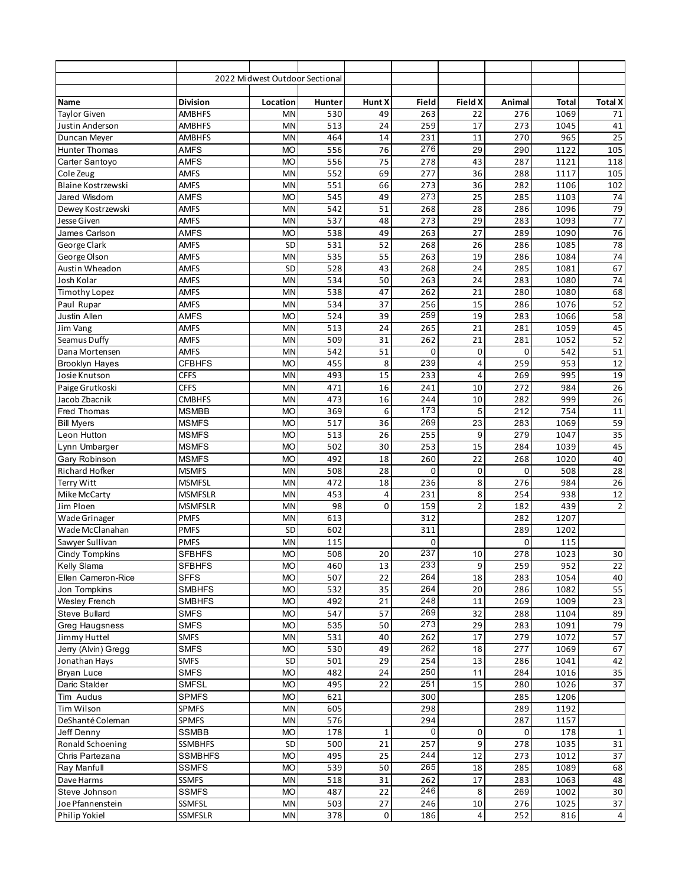| | 2022 Midwest Outdoor Sectional | | | | | | | | |
|---|---|---|---|---|---|---|---|---|---|
| **Name** | **Division** | **Location** | **Hunter** | **Hunt X** | **Field** | **Field X** | **Animal** | **Total** | **Total X** |
| Taylor Given | AMBHFS | MN | 530 | 49 | 263 | 22 | 276 | 1069 | 71 |
| Justin Anderson | AMBHFS | MN | 513 | 24 | 259 | 17 | 273 | 1045 | 41 |
| Duncan Meyer | AMBHFS | MN | 464 | 14 | 231 | 11 | 270 | 965 | 25 |
| Hunter Thomas | AMFS | MO | 556 | 76 | 276 | 29 | 290 | 1122 | 105 |
| Carter Santoyo | AMFS | MO | 556 | 75 | 278 | 43 | 287 | 1121 | 118 |
| Cole Zeug | AMFS | MN | 552 | 69 | 277 | 36 | 288 | 1117 | 105 |
| Blaine Kostrzewski | AMFS | MN | 551 | 66 | 273 | 36 | 282 | 1106 | 102 |
| Jared Wisdom | AMFS | MO | 545 | 49 | 273 | 25 | 285 | 1103 | 74 |
| Dewey Kostrzewski | AMFS | MN | 542 | 51 | 268 | 28 | 286 | 1096 | 79 |
| Jesse Given | AMFS | MN | 537 | 48 | 273 | 29 | 283 | 1093 | 77 |
| James Carlson | AMFS | MO | 538 | 49 | 263 | 27 | 289 | 1090 | 76 |
| George Clark | AMFS | SD | 531 | 52 | 268 | 26 | 286 | 1085 | 78 |
| George Olson | AMFS | MN | 535 | 55 | 263 | 19 | 286 | 1084 | 74 |
| Austin Wheadon | AMFS | SD | 528 | 43 | 268 | 24 | 285 | 1081 | 67 |
| Josh Kolar | AMFS | MN | 534 | 50 | 263 | 24 | 283 | 1080 | 74 |
| Timothy Lopez | AMFS | MN | 538 | 47 | 262 | 21 | 280 | 1080 | 68 |
| Paul Rupar | AMFS | MN | 534 | 37 | 256 | 15 | 286 | 1076 | 52 |
| Justin Allen | AMFS | MO | 524 | 39 | 259 | 19 | 283 | 1066 | 58 |
| Jim Vang | AMFS | MN | 513 | 24 | 265 | 21 | 281 | 1059 | 45 |
| Seamus Duffy | AMFS | MN | 509 | 31 | 262 | 21 | 281 | 1052 | 52 |
| Dana Mortensen | AMFS | MN | 542 | 51 | 0 | 0 | 0 | 542 | 51 |
| Brooklyn Hayes | CFBHFS | MO | 455 | 8 | 239 | 4 | 259 | 953 | 12 |
| Josie Knutson | CFFS | MN | 493 | 15 | 233 | 4 | 269 | 995 | 19 |
| Paige Grutkoski | CFFS | MN | 471 | 16 | 241 | 10 | 272 | 984 | 26 |
| Jacob Zbacnik | CMBHFS | MN | 473 | 16 | 244 | 10 | 282 | 999 | 26 |
| Fred Thomas | MSMBB | MO | 369 | 6 | 173 | 5 | 212 | 754 | 11 |
| Bill Myers | MSMFS | MO | 517 | 36 | 269 | 23 | 283 | 1069 | 59 |
| Leon Hutton | MSMFS | MO | 513 | 26 | 255 | 9 | 279 | 1047 | 35 |
| Lynn Umbarger | MSMFS | MO | 502 | 30 | 253 | 15 | 284 | 1039 | 45 |
| Gary Robinson | MSMFS | MO | 492 | 18 | 260 | 22 | 268 | 1020 | 40 |
| Richard Hofker | MSMFS | MN | 508 | 28 | 0 | 0 | 0 | 508 | 28 |
| Terry Witt | MSMFSL | MN | 472 | 18 | 236 | 8 | 276 | 984 | 26 |
| Mike McCarty | MSMFSLR | MN | 453 | 4 | 231 | 8 | 254 | 938 | 12 |
| Jim Ploen | MSMFSLR | MN | 98 | 0 | 159 | 2 | 182 | 439 | 2 |
| Wade Grinager | PMFS | MN | 613 | | 312 | | 282 | 1207 | |
| Wade McClanahan | PMFS | SD | 602 | | 311 | | 289 | 1202 | |
| Sawyer Sullivan | PMFS | MN | 115 | | 0 | | 0 | 115 | |
| Cindy Tompkins | SFBHFS | MO | 508 | 20 | 237 | 10 | 278 | 1023 | 30 |
| Kelly Slama | SFBHFS | MO | 460 | 13 | 233 | 9 | 259 | 952 | 22 |
| Ellen Cameron-Rice | SFFS | MO | 507 | 22 | 264 | 18 | 283 | 1054 | 40 |
| Jon Tompkins | SMBHFS | MO | 532 | 35 | 264 | 20 | 286 | 1082 | 55 |
| Wesley French | SMBHFS | MO | 492 | 21 | 248 | 11 | 269 | 1009 | 23 |
| Steve Bullard | SMFS | MO | 547 | 57 | 269 | 32 | 288 | 1104 | 89 |
| Greg Haugsness | SMFS | MO | 535 | 50 | 273 | 29 | 283 | 1091 | 79 |
| Jimmy Huttel | SMFS | MN | 531 | 40 | 262 | 17 | 279 | 1072 | 57 |
| Jerry (Alvin) Gregg | SMFS | MO | 530 | 49 | 262 | 18 | 277 | 1069 | 67 |
| Jonathan Hays | SMFS | SD | 501 | 29 | 254 | 13 | 286 | 1041 | 42 |
| Bryan Luce | SMFS | MO | 482 | 24 | 250 | 11 | 284 | 1016 | 35 |
| Daric Stalder | SMFSL | MO | 495 | 22 | 251 | 15 | 280 | 1026 | 37 |
| Tim Audus | SPMFS | MO | 621 | | 300 | | 285 | 1206 | |
| Tim Wilson | SPMFS | MN | 605 | | 298 | | 289 | 1192 | |
| DeShanté Coleman | SPMFS | MN | 576 | | 294 | | 287 | 1157 | |
| Jeff Denny | SSMBB | MO | 178 | 1 | 0 | 0 | 0 | 178 | 1 |
| Ronald Schoening | SSMBHFS | SD | 500 | 21 | 257 | 9 | 278 | 1035 | 31 |
| Chris Partezana | SSMBHFS | MO | 495 | 25 | 244 | 12 | 273 | 1012 | 37 |
| Ray Manfull | SSMFS | MO | 539 | 50 | 265 | 18 | 285 | 1089 | 68 |
| Dave Harms | SSMFS | MN | 518 | 31 | 262 | 17 | 283 | 1063 | 48 |
| Steve Johnson | SSMFS | MO | 487 | 22 | 246 | 8 | 269 | 1002 | 30 |
| Joe Pfannenstein | SSMFSL | MN | 503 | 27 | 246 | 10 | 276 | 1025 | 37 |
| Philip Yokiel | SSMFSLR | MN | 378 | 0 | 186 | 4 | 252 | 816 | 4 |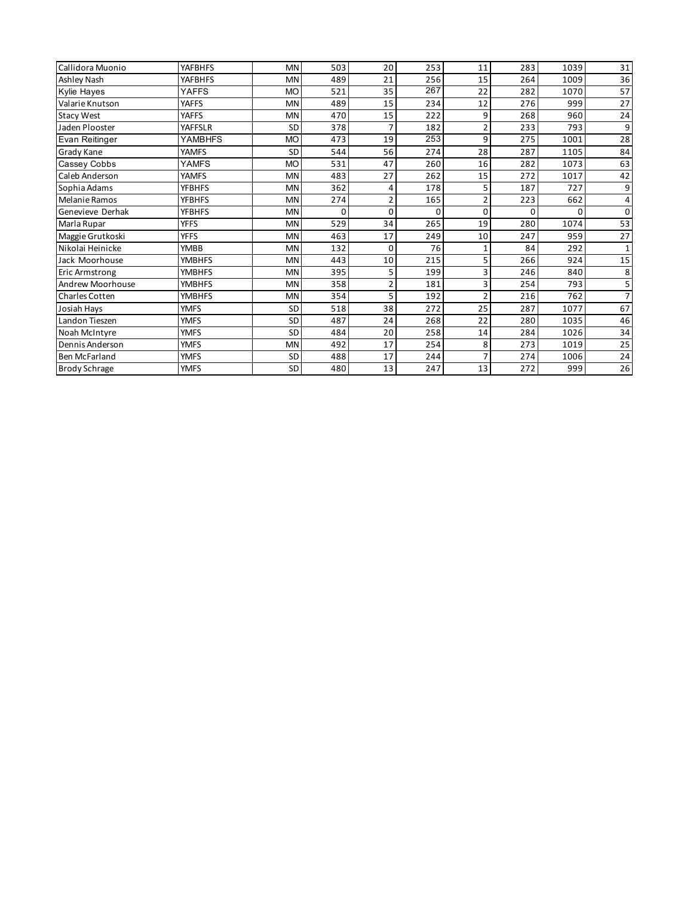| | | | | | | | | | |
|---|---|---|---|---|---|---|---|---|---|
| Callidora Muonio | YAFBHFS | MN | 503 | 20 | 253 | 11 | 283 | 1039 | 31 |
| Ashley Nash | YAFBHFS | MN | 489 | 21 | 256 | 15 | 264 | 1009 | 36 |
| Kylie Hayes | YAFFS | MO | 521 | 35 | 267 | 22 | 282 | 1070 | 57 |
| Valarie Knutson | YAFFS | MN | 489 | 15 | 234 | 12 | 276 | 999 | 27 |
| Stacy West | YAFFS | MN | 470 | 15 | 222 | 9 | 268 | 960 | 24 |
| Jaden Plooster | YAFFSLR | SD | 378 | 7 | 182 | 2 | 233 | 793 | 9 |
| Evan Reitinger | YAMBHFS | MO | 473 | 19 | 253 | 9 | 275 | 1001 | 28 |
| Grady Kane | YAMFS | SD | 544 | 56 | 274 | 28 | 287 | 1105 | 84 |
| Cassey Cobbs | YAMFS | MO | 531 | 47 | 260 | 16 | 282 | 1073 | 63 |
| Caleb Anderson | YAMFS | MN | 483 | 27 | 262 | 15 | 272 | 1017 | 42 |
| Sophia Adams | YFBHFS | MN | 362 | 4 | 178 | 5 | 187 | 727 | 9 |
| Melanie Ramos | YFBHFS | MN | 274 | 2 | 165 | 2 | 223 | 662 | 4 |
| Genevieve Derhak | YFBHFS | MN | 0 | 0 | 0 | 0 | 0 | 0 | 0 |
| Marla Rupar | YFFS | MN | 529 | 34 | 265 | 19 | 280 | 1074 | 53 |
| Maggie Grutkoski | YFFS | MN | 463 | 17 | 249 | 10 | 247 | 959 | 27 |
| Nikolai Heinicke | YMBB | MN | 132 | 0 | 76 | 1 | 84 | 292 | 1 |
| Jack Moorhouse | YMBHFS | MN | 443 | 10 | 215 | 5 | 266 | 924 | 15 |
| Eric Armstrong | YMBHFS | MN | 395 | 5 | 199 | 3 | 246 | 840 | 8 |
| Andrew Moorhouse | YMBHFS | MN | 358 | 2 | 181 | 3 | 254 | 793 | 5 |
| Charles Cotten | YMBHFS | MN | 354 | 5 | 192 | 2 | 216 | 762 | 7 |
| Josiah Hays | YMFS | SD | 518 | 38 | 272 | 25 | 287 | 1077 | 67 |
| Landon Tieszen | YMFS | SD | 487 | 24 | 268 | 22 | 280 | 1035 | 46 |
| Noah McIntyre | YMFS | SD | 484 | 20 | 258 | 14 | 284 | 1026 | 34 |
| Dennis Anderson | YMFS | MN | 492 | 17 | 254 | 8 | 273 | 1019 | 25 |
| Ben McFarland | YMFS | SD | 488 | 17 | 244 | 7 | 274 | 1006 | 24 |
| Brody Schrage | YMFS | SD | 480 | 13 | 247 | 13 | 272 | 999 | 26 |